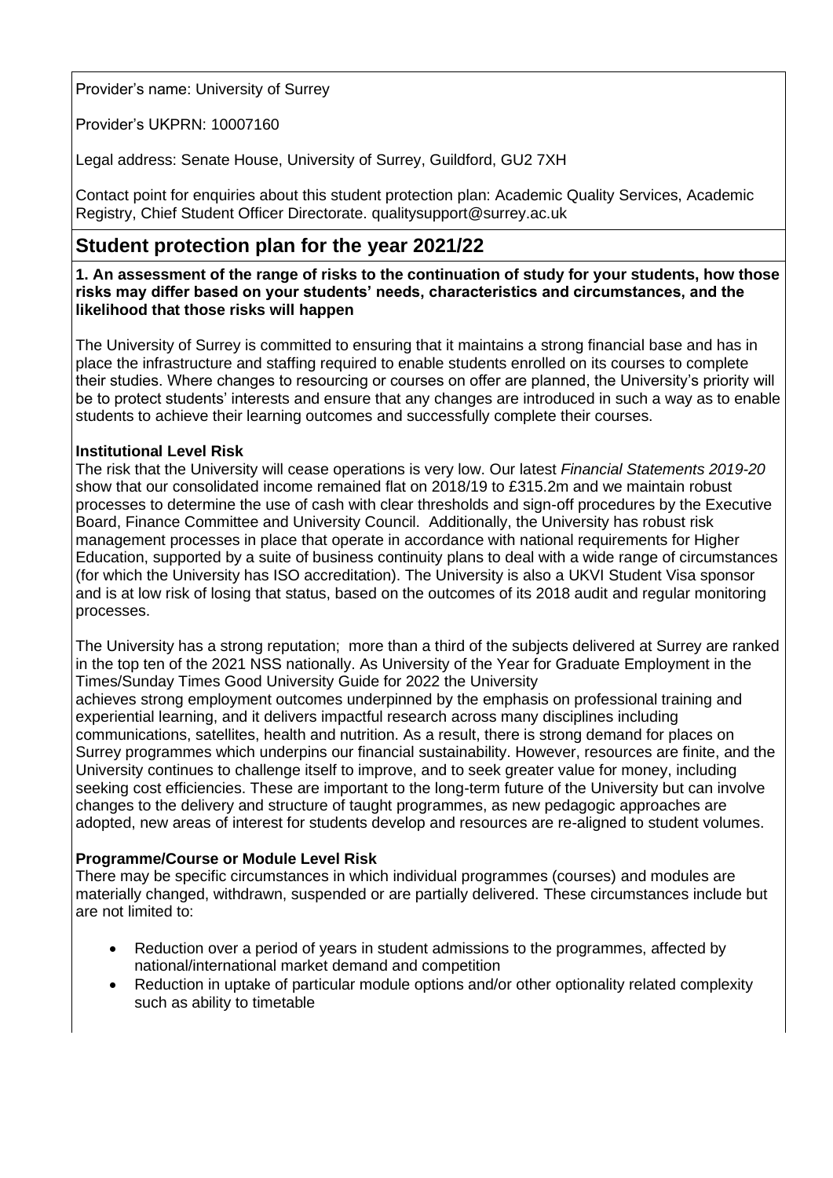Provider's name: University of Surrey

Provider's UKPRN: 10007160

Legal address: Senate House, University of Surrey, Guildford, GU2 7XH

Contact point for enquiries about this student protection plan: Academic Quality Services, Academic Registry, Chief Student Officer Directorate. qualitysupport@surrey.ac.uk

## Student protection plan for the year 2021/22

**1. An assessment of the range of risks to the continuation of study for your students, how those risks may differ based on your students' needs, characteristics and circumstances, and the likelihood that those risks will happen**

The University of Surrey is committed to ensuring that it maintains a strong financial base and has in place the infrastructure and staffing required to enable students enrolled on its courses to complete their studies. Where changes to resourcing or courses on offer are planned, the University's priority will be to protect students' interests and ensure that any changes are introduced in such a way as to enable students to achieve their learning outcomes and successfully complete their courses.

**Institutional Level Risk**

The risk that the University will cease operations is very low. Our latest *Financial Statements 2019-20* show that our consolidated income remained flat on 2018/19 to £315.2m and we maintain robust processes to determine the use of cash with clear thresholds and sign-off procedures by the Executive Board, Finance Committee and University Council. Additionally, the University has robust risk management processes in place that operate in accordance with national requirements for Higher Education, supported by a suite of business continuity plans to deal with a wide range of circumstances (for which the University has ISO accreditation). The University is also a UKVI Student Visa sponsor and is at low risk of losing that status, based on the outcomes of its 2018 audit and regular monitoring processes.

The University has a strong reputation; more than a third of the subjects delivered at Surrey are ranked in the top ten of the 2021 NSS nationally. As University of the Year for Graduate Employment in the Times/Sunday Times Good University Guide for 2022 the University achieves strong employment outcomes underpinned by the emphasis on professional training and experiential learning, and it delivers impactful research across many disciplines including communications, satellites, health and nutrition. As a result, there is strong demand for places on Surrey programmes which underpins our financial sustainability. However, resources are finite, and the University continues to challenge itself to improve, and to seek greater value for money, including seeking cost efficiencies. These are important to the long-term future of the University but can involve changes to the delivery and structure of taught programmes, as new pedagogic approaches are adopted, new areas of interest for students develop and resources are re-aligned to student volumes.

**Programme/Course or Module Level Risk**

There may be specific circumstances in which individual programmes (courses) and modules are materially changed, withdrawn, suspended or are partially delivered. These circumstances include but are not limited to:

- Reduction over a period of years in student admissions to the programmes, affected by national/international market demand and competition
- Reduction in uptake of particular module options and/or other optionality related complexity such as ability to timetable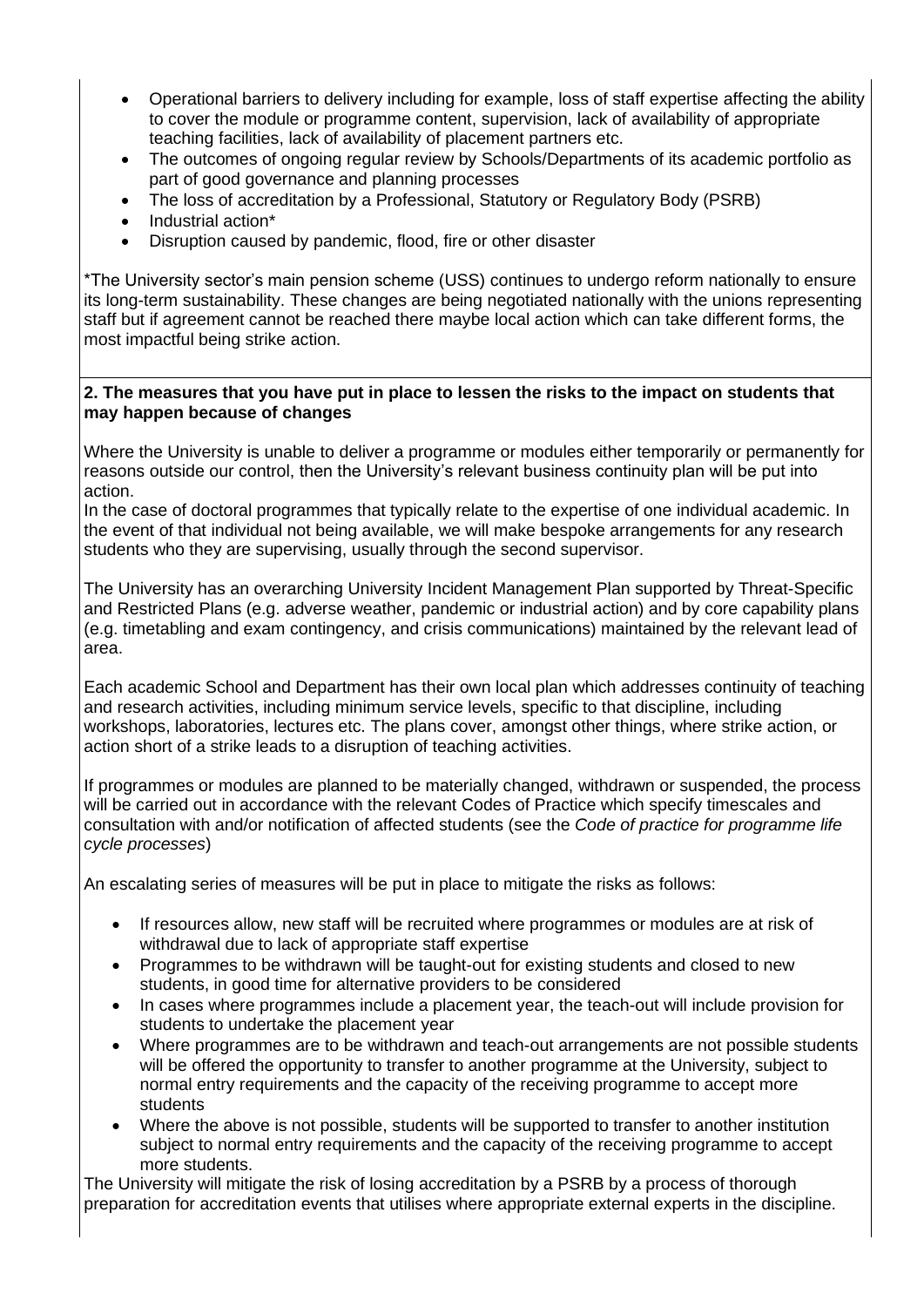- Operational barriers to delivery including for example, loss of staff expertise affecting the ability to cover the module or programme content, supervision, lack of availability of appropriate teaching facilities, lack of availability of placement partners etc.
- The outcomes of ongoing regular review by Schools/Departments of its academic portfolio as part of good governance and planning processes
- The loss of accreditation by a Professional, Statutory or Regulatory Body (PSRB)
- Industrial action*
- Disruption caused by pandemic, flood, fire or other disaster

*The University sector's main pension scheme (USS) continues to undergo reform nationally to ensure its long-term sustainability. These changes are being negotiated nationally with the unions representing staff but if agreement cannot be reached there maybe local action which can take different forms, the most impactful being strike action.

**2. The measures that you have put in place to lessen the risks to the impact on students that may happen because of changes**

Where the University is unable to deliver a programme or modules either temporarily or permanently for reasons outside our control, then the University's relevant business continuity plan will be put into action.
In the case of doctoral programmes that typically relate to the expertise of one individual academic. In the event of that individual not being available, we will make bespoke arrangements for any research students who they are supervising, usually through the second supervisor.

The University has an overarching University Incident Management Plan supported by Threat-Specific and Restricted Plans (e.g. adverse weather, pandemic or industrial action) and by core capability plans (e.g. timetabling and exam contingency, and crisis communications) maintained by the relevant lead of area.

Each academic School and Department has their own local plan which addresses continuity of teaching and research activities, including minimum service levels, specific to that discipline, including workshops, laboratories, lectures etc. The plans cover, amongst other things, where strike action, or action short of a strike leads to a disruption of teaching activities.

If programmes or modules are planned to be materially changed, withdrawn or suspended, the process will be carried out in accordance with the relevant Codes of Practice which specify timescales and consultation with and/or notification of affected students (see the *Code of practice for programme life cycle processes*)

An escalating series of measures will be put in place to mitigate the risks as follows:

- If resources allow, new staff will be recruited where programmes or modules are at risk of withdrawal due to lack of appropriate staff expertise
- Programmes to be withdrawn will be taught-out for existing students and closed to new students, in good time for alternative providers to be considered
- In cases where programmes include a placement year, the teach-out will include provision for students to undertake the placement year
- Where programmes are to be withdrawn and teach-out arrangements are not possible students will be offered the opportunity to transfer to another programme at the University, subject to normal entry requirements and the capacity of the receiving programme to accept more students
- Where the above is not possible, students will be supported to transfer to another institution subject to normal entry requirements and the capacity of the receiving programme to accept more students.

The University will mitigate the risk of losing accreditation by a PSRB by a process of thorough preparation for accreditation events that utilises where appropriate external experts in the discipline.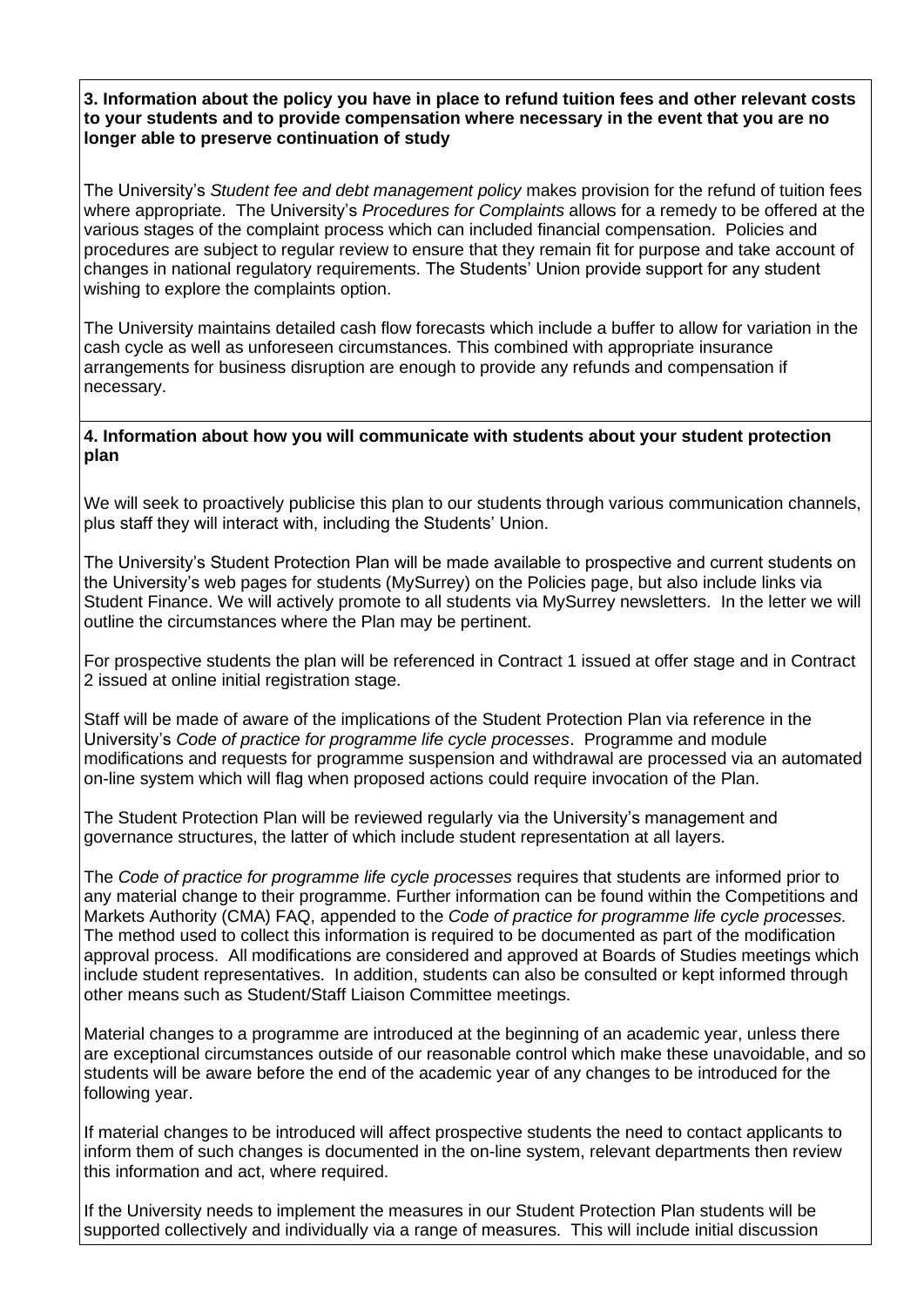**3. Information about the policy you have in place to refund tuition fees and other relevant costs to your students and to provide compensation where necessary in the event that you are no longer able to preserve continuation of study**

The University's *Student fee and debt management policy* makes provision for the refund of tuition fees where appropriate. The University's *Procedures for Complaints* allows for a remedy to be offered at the various stages of the complaint process which can included financial compensation. Policies and procedures are subject to regular review to ensure that they remain fit for purpose and take account of changes in national regulatory requirements. The Students' Union provide support for any student wishing to explore the complaints option.

The University maintains detailed cash flow forecasts which include a buffer to allow for variation in the cash cycle as well as unforeseen circumstances. This combined with appropriate insurance arrangements for business disruption are enough to provide any refunds and compensation if necessary.

**4. Information about how you will communicate with students about your student protection plan**

We will seek to proactively publicise this plan to our students through various communication channels, plus staff they will interact with, including the Students' Union.

The University's Student Protection Plan will be made available to prospective and current students on the University's web pages for students (MySurrey) on the Policies page, but also include links via Student Finance. We will actively promote to all students via MySurrey newsletters. In the letter we will outline the circumstances where the Plan may be pertinent.

For prospective students the plan will be referenced in Contract 1 issued at offer stage and in Contract 2 issued at online initial registration stage.

Staff will be made of aware of the implications of the Student Protection Plan via reference in the University's *Code of practice for programme life cycle processes*. Programme and module modifications and requests for programme suspension and withdrawal are processed via an automated on-line system which will flag when proposed actions could require invocation of the Plan.

The Student Protection Plan will be reviewed regularly via the University's management and governance structures, the latter of which include student representation at all layers.

The *Code of practice for programme life cycle processes* requires that students are informed prior to any material change to their programme. Further information can be found within the Competitions and Markets Authority (CMA) FAQ, appended to the *Code of practice for programme life cycle processes.* The method used to collect this information is required to be documented as part of the modification approval process. All modifications are considered and approved at Boards of Studies meetings which include student representatives. In addition, students can also be consulted or kept informed through other means such as Student/Staff Liaison Committee meetings.

Material changes to a programme are introduced at the beginning of an academic year, unless there are exceptional circumstances outside of our reasonable control which make these unavoidable, and so students will be aware before the end of the academic year of any changes to be introduced for the following year.

If material changes to be introduced will affect prospective students the need to contact applicants to inform them of such changes is documented in the on-line system, relevant departments then review this information and act, where required.

If the University needs to implement the measures in our Student Protection Plan students will be supported collectively and individually via a range of measures. This will include initial discussion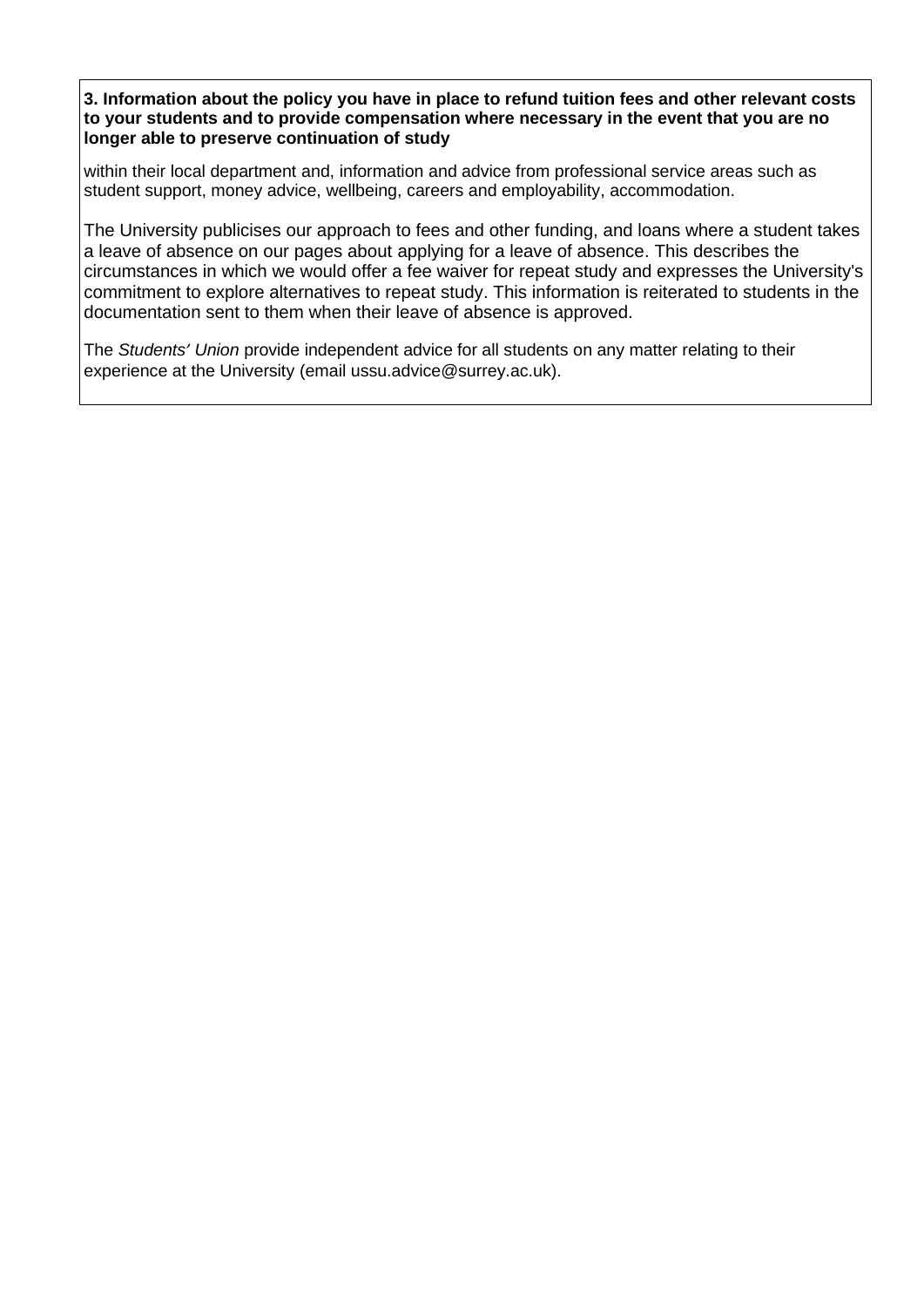**3. Information about the policy you have in place to refund tuition fees and other relevant costs to your students and to provide compensation where necessary in the event that you are no longer able to preserve continuation of study**

within their local department and, information and advice from professional service areas such as student support, money advice, wellbeing, careers and employability, accommodation.

The University publicises our approach to fees and other funding, and loans where a student takes a leave of absence on our pages about applying for a leave of absence. This describes the circumstances in which we would offer a fee waiver for repeat study and expresses the University's commitment to explore alternatives to repeat study. This information is reiterated to students in the documentation sent to them when their leave of absence is approved.

The *Students' Union* provide independent advice for all students on any matter relating to their experience at the University (email ussu.advice@surrey.ac.uk).